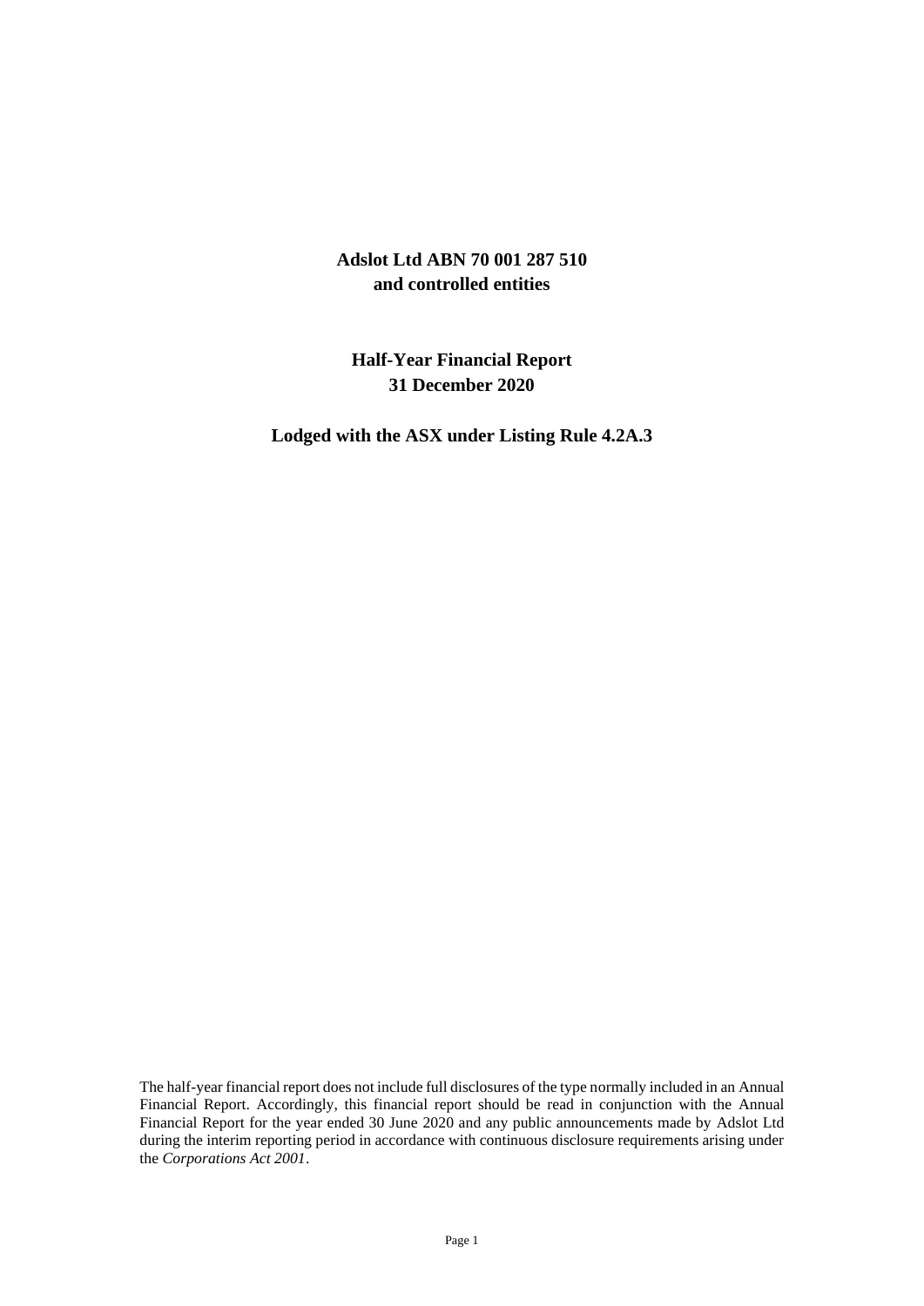# Adslot Ltd ABN 70 001 287 510
# and controlled entities

## Half-Year Financial Report
## 31 December 2020

**Lodged with the ASX under Listing Rule 4.2A.3**

The half-year financial report does not include full disclosures of the type normally included in an Annual Financial Report. Accordingly, this financial report should be read in conjunction with the Annual Financial Report for the year ended 30 June 2020 and any public announcements made by Adslot Ltd during the interim reporting period in accordance with continuous disclosure requirements arising under the *Corporations Act 2001*.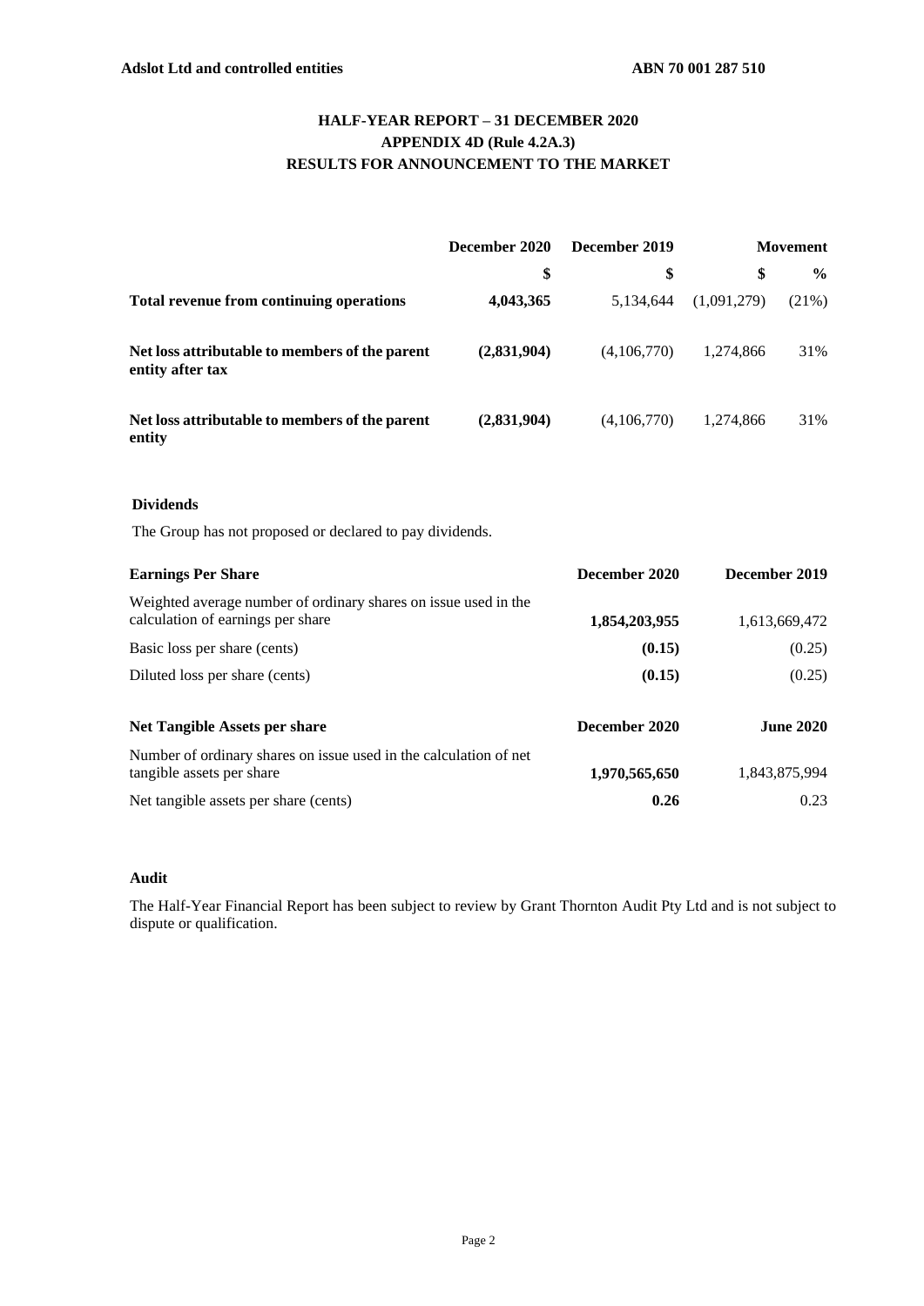**Adslot Ltd and controlled entities** **ABN 70 001 287 510**

# HALF-YEAR REPORT – 31 DECEMBER 2020
## APPENDIX 4D (Rule 4.2A.3)
## RESULTS FOR ANNOUNCEMENT TO THE MARKET

| | December 2020 | December 2019 | Movement | |
|---|---|---|---|---|
| | $ | $ | $ | % |
| **Total revenue from continuing operations** | **4,043,365** | 5,134,644 | (1,091,279) | (21%) |
| **Net loss attributable to members of the parent entity after tax** | **(2,831,904)** | (4,106,770) | 1,274,866 | 31% |
| **Net loss attributable to members of the parent entity** | **(2,831,904)** | (4,106,770) | 1,274,866 | 31% |

### Dividends

The Group has not proposed or declared to pay dividends.

| **Earnings Per Share** | **December 2020** | **December 2019** |
|---|---|---|
| Weighted average number of ordinary shares on issue used in the calculation of earnings per share | **1,854,203,955** | 1,613,669,472 |
| Basic loss per share (cents) | **(0.15)** | (0.25) |
| Diluted loss per share (cents) | **(0.15)** | (0.25) |

| **Net Tangible Assets per share** | **December 2020** | **June 2020** |
|---|---|---|
| Number of ordinary shares on issue used in the calculation of net tangible assets per share | **1,970,565,650** | 1,843,875,994 |
| Net tangible assets per share (cents) | **0.26** | 0.23 |

### Audit

The Half-Year Financial Report has been subject to review by Grant Thornton Audit Pty Ltd and is not subject to dispute or qualification.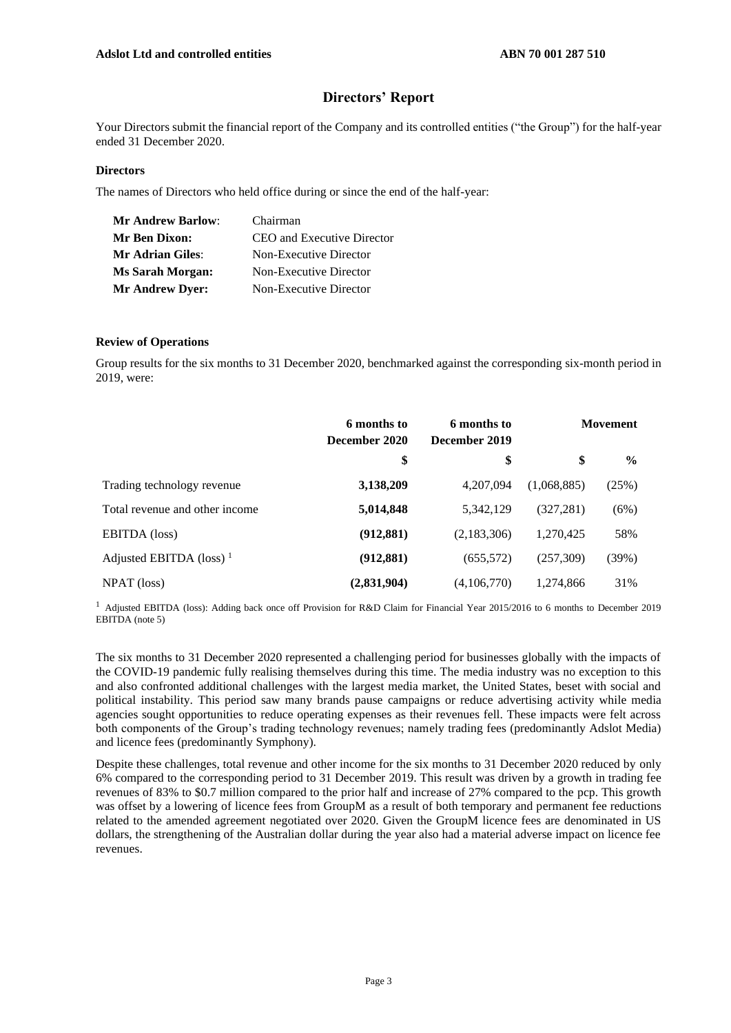# Directors' Report

Your Directors submit the financial report of the Company and its controlled entities ("the Group") for the half-year ended 31 December 2020.

### Directors

The names of Directors who held office during or since the end of the half-year:

| | |
|---|---|
| **Mr Andrew Barlow**: | Chairman |
| **Mr Ben Dixon:** | CEO and Executive Director |
| **Mr Adrian Giles**: | Non-Executive Director |
| **Ms Sarah Morgan:** | Non-Executive Director |
| **Mr Andrew Dyer:** | Non-Executive Director |

### Review of Operations

Group results for the six months to 31 December 2020, benchmarked against the corresponding six-month period in 2019, were:

| | 6 months to December 2020 | 6 months to December 2019 | Movement | |
|---|---|---|---|---|
| | $ | $ | $ | % |
| Trading technology revenue | **3,138,209** | 4,207,094 | (1,068,885) | (25%) |
| Total revenue and other income | **5,014,848** | 5,342,129 | (327,281) | (6%) |
| EBITDA (loss) | **(912,881)** | (2,183,306) | 1,270,425 | 58% |
| Adjusted EBITDA (loss) [1] | **(912,881)** | (655,572) | (257,309) | (39%) |
| NPAT (loss) | **(2,831,904)** | (4,106,770) | 1,274,866 | 31% |

[1] Adjusted EBITDA (loss): Adding back once off Provision for R&D Claim for Financial Year 2015/2016 to 6 months to December 2019 EBITDA (note 5)

The six months to 31 December 2020 represented a challenging period for businesses globally with the impacts of the COVID-19 pandemic fully realising themselves during this time. The media industry was no exception to this and also confronted additional challenges with the largest media market, the United States, beset with social and political instability. This period saw many brands pause campaigns or reduce advertising activity while media agencies sought opportunities to reduce operating expenses as their revenues fell. These impacts were felt across both components of the Group's trading technology revenues; namely trading fees (predominantly Adslot Media) and licence fees (predominantly Symphony).

Despite these challenges, total revenue and other income for the six months to 31 December 2020 reduced by only 6% compared to the corresponding period to 31 December 2019. This result was driven by a growth in trading fee revenues of 83% to $0.7 million compared to the prior half and increase of 27% compared to the pcp. This growth was offset by a lowering of licence fees from GroupM as a result of both temporary and permanent fee reductions related to the amended agreement negotiated over 2020. Given the GroupM licence fees are denominated in US dollars, the strengthening of the Australian dollar during the year also had a material adverse impact on licence fee revenues.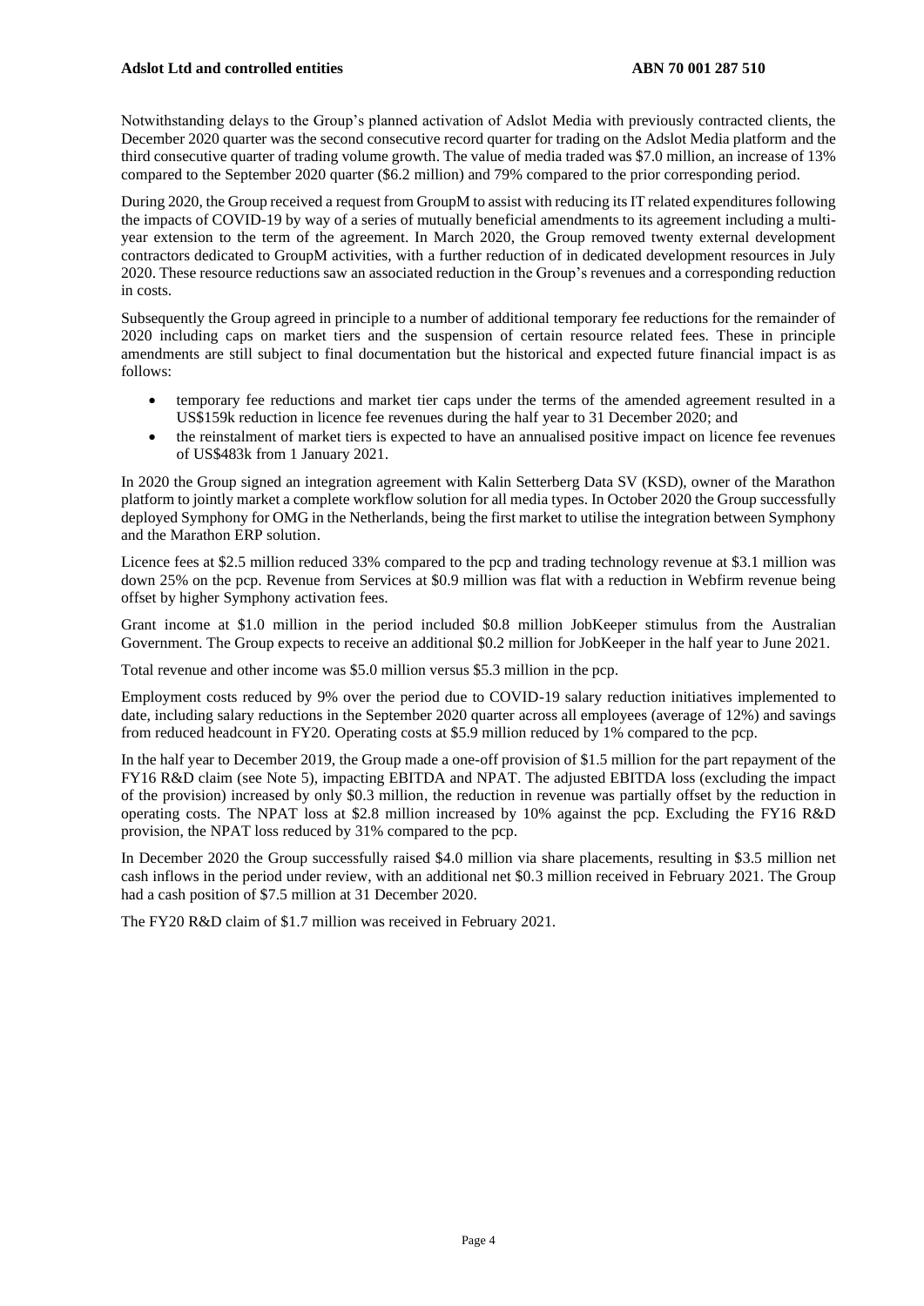Notwithstanding delays to the Group's planned activation of Adslot Media with previously contracted clients, the December 2020 quarter was the second consecutive record quarter for trading on the Adslot Media platform and the third consecutive quarter of trading volume growth. The value of media traded was $7.0 million, an increase of 13% compared to the September 2020 quarter ($6.2 million) and 79% compared to the prior corresponding period.

During 2020, the Group received a request from GroupM to assist with reducing its IT related expenditures following the impacts of COVID-19 by way of a series of mutually beneficial amendments to its agreement including a multi-year extension to the term of the agreement. In March 2020, the Group removed twenty external development contractors dedicated to GroupM activities, with a further reduction of in dedicated development resources in July 2020. These resource reductions saw an associated reduction in the Group's revenues and a corresponding reduction in costs.

Subsequently the Group agreed in principle to a number of additional temporary fee reductions for the remainder of 2020 including caps on market tiers and the suspension of certain resource related fees. These in principle amendments are still subject to final documentation but the historical and expected future financial impact is as follows:

- temporary fee reductions and market tier caps under the terms of the amended agreement resulted in a US$159k reduction in licence fee revenues during the half year to 31 December 2020; and
- the reinstalment of market tiers is expected to have an annualised positive impact on licence fee revenues of US$483k from 1 January 2021.

In 2020 the Group signed an integration agreement with Kalin Setterberg Data SV (KSD), owner of the Marathon platform to jointly market a complete workflow solution for all media types. In October 2020 the Group successfully deployed Symphony for OMG in the Netherlands, being the first market to utilise the integration between Symphony and the Marathon ERP solution.

Licence fees at $2.5 million reduced 33% compared to the pcp and trading technology revenue at $3.1 million was down 25% on the pcp. Revenue from Services at $0.9 million was flat with a reduction in Webfirm revenue being offset by higher Symphony activation fees.

Grant income at $1.0 million in the period included $0.8 million JobKeeper stimulus from the Australian Government. The Group expects to receive an additional $0.2 million for JobKeeper in the half year to June 2021.

Total revenue and other income was $5.0 million versus $5.3 million in the pcp.

Employment costs reduced by 9% over the period due to COVID-19 salary reduction initiatives implemented to date, including salary reductions in the September 2020 quarter across all employees (average of 12%) and savings from reduced headcount in FY20. Operating costs at $5.9 million reduced by 1% compared to the pcp.

In the half year to December 2019, the Group made a one-off provision of $1.5 million for the part repayment of the FY16 R&D claim (see Note 5), impacting EBITDA and NPAT. The adjusted EBITDA loss (excluding the impact of the provision) increased by only $0.3 million, the reduction in revenue was partially offset by the reduction in operating costs. The NPAT loss at $2.8 million increased by 10% against the pcp. Excluding the FY16 R&D provision, the NPAT loss reduced by 31% compared to the pcp.

In December 2020 the Group successfully raised $4.0 million via share placements, resulting in $3.5 million net cash inflows in the period under review, with an additional net $0.3 million received in February 2021. The Group had a cash position of $7.5 million at 31 December 2020.

The FY20 R&D claim of $1.7 million was received in February 2021.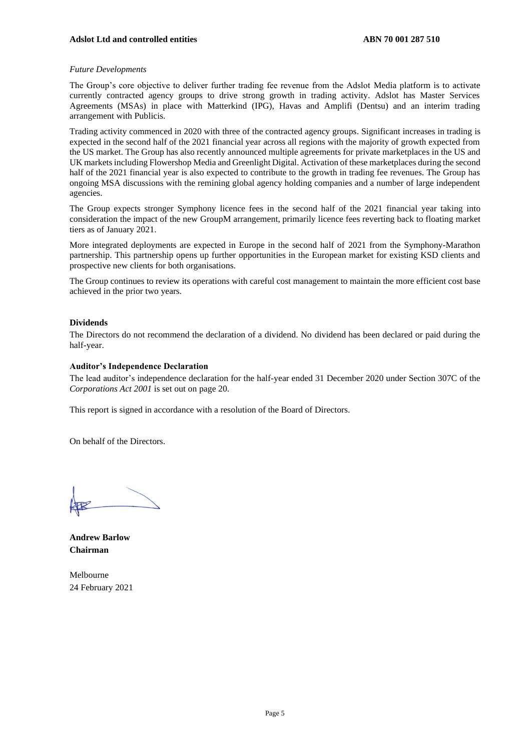*Future Developments*

The Group's core objective to deliver further trading fee revenue from the Adslot Media platform is to activate currently contracted agency groups to drive strong growth in trading activity. Adslot has Master Services Agreements (MSAs) in place with Matterkind (IPG), Havas and Amplifi (Dentsu) and an interim trading arrangement with Publicis.

Trading activity commenced in 2020 with three of the contracted agency groups. Significant increases in trading is expected in the second half of the 2021 financial year across all regions with the majority of growth expected from the US market. The Group has also recently announced multiple agreements for private marketplaces in the US and UK markets including Flowershop Media and Greenlight Digital. Activation of these marketplaces during the second half of the 2021 financial year is also expected to contribute to the growth in trading fee revenues. The Group has ongoing MSA discussions with the remining global agency holding companies and a number of large independent agencies.

The Group expects stronger Symphony licence fees in the second half of the 2021 financial year taking into consideration the impact of the new GroupM arrangement, primarily licence fees reverting back to floating market tiers as of January 2021.

More integrated deployments are expected in Europe in the second half of 2021 from the Symphony-Marathon partnership. This partnership opens up further opportunities in the European market for existing KSD clients and prospective new clients for both organisations.

The Group continues to review its operations with careful cost management to maintain the more efficient cost base achieved in the prior two years.

**Dividends**

The Directors do not recommend the declaration of a dividend. No dividend has been declared or paid during the half-year.

**Auditor's Independence Declaration**

The lead auditor's independence declaration for the half-year ended 31 December 2020 under Section 307C of the *Corporations Act 2001* is set out on page 20.

This report is signed in accordance with a resolution of the Board of Directors.

On behalf of the Directors.

**Andrew Barlow**
**Chairman**

Melbourne
24 February 2021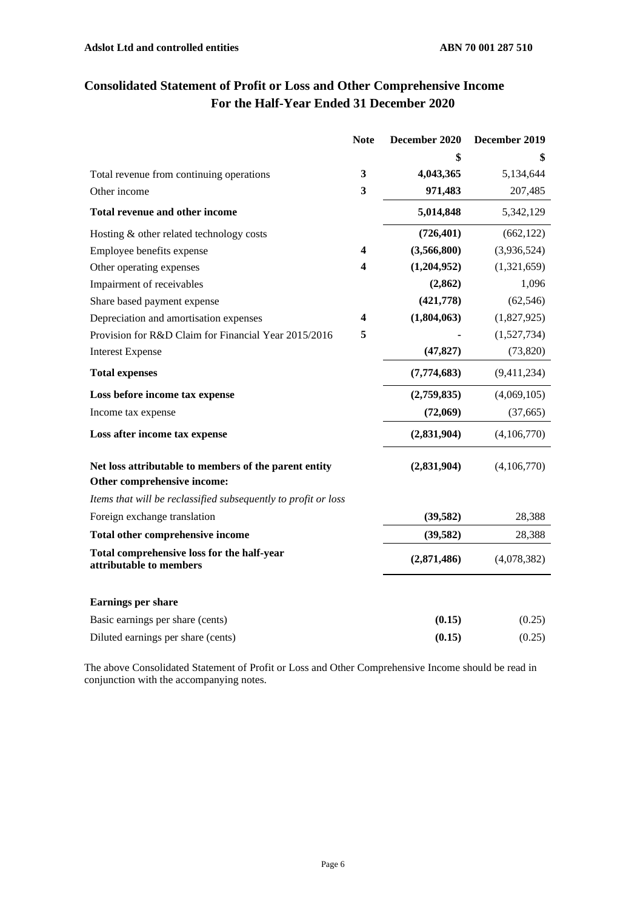# Consolidated Statement of Profit or Loss and Other Comprehensive Income For the Half-Year Ended 31 December 2020

| | Note | December 2020 | December 2019 |
|---|---|---|---|
| | | **$** | **$** |
| Total revenue from continuing operations | **3** | **4,043,365** | 5,134,644 |
| Other income | **3** | **971,483** | 207,485 |
| **Total revenue and other income** | | **5,014,848** | 5,342,129 |
| Hosting & other related technology costs | | **(726,401)** | (662,122) |
| Employee benefits expense | **4** | **(3,566,800)** | (3,936,524) |
| Other operating expenses | **4** | **(1,204,952)** | (1,321,659) |
| Impairment of receivables | | **(2,862)** | 1,096 |
| Share based payment expense | | **(421,778)** | (62,546) |
| Depreciation and amortisation expenses | **4** | **(1,804,063)** | (1,827,925) |
| Provision for R&D Claim for Financial Year 2015/2016 | **5** | **-** | (1,527,734) |
| Interest Expense | | **(47,827)** | (73,820) |
| **Total expenses** | | **(7,774,683)** | (9,411,234) |
| **Loss before income tax expense** | | **(2,759,835)** | (4,069,105) |
| Income tax expense | | **(72,069)** | (37,665) |
| **Loss after income tax expense** | | **(2,831,904)** | (4,106,770) |
| **Net loss attributable to members of the parent entity** | | **(2,831,904)** | (4,106,770) |
| **Other comprehensive income:** | | | |
| *Items that will be reclassified subsequently to profit or loss* | | | |
| Foreign exchange translation | | **(39,582)** | 28,388 |
| **Total other comprehensive income** | | **(39,582)** | 28,388 |
| **Total comprehensive loss for the half-year attributable to members** | | **(2,871,486)** | (4,078,382) |
| | | | |
| **Earnings per share** | | | |
| Basic earnings per share (cents) | | **(0.15)** | (0.25) |
| Diluted earnings per share (cents) | | **(0.15)** | (0.25) |

The above Consolidated Statement of Profit or Loss and Other Comprehensive Income should be read in conjunction with the accompanying notes.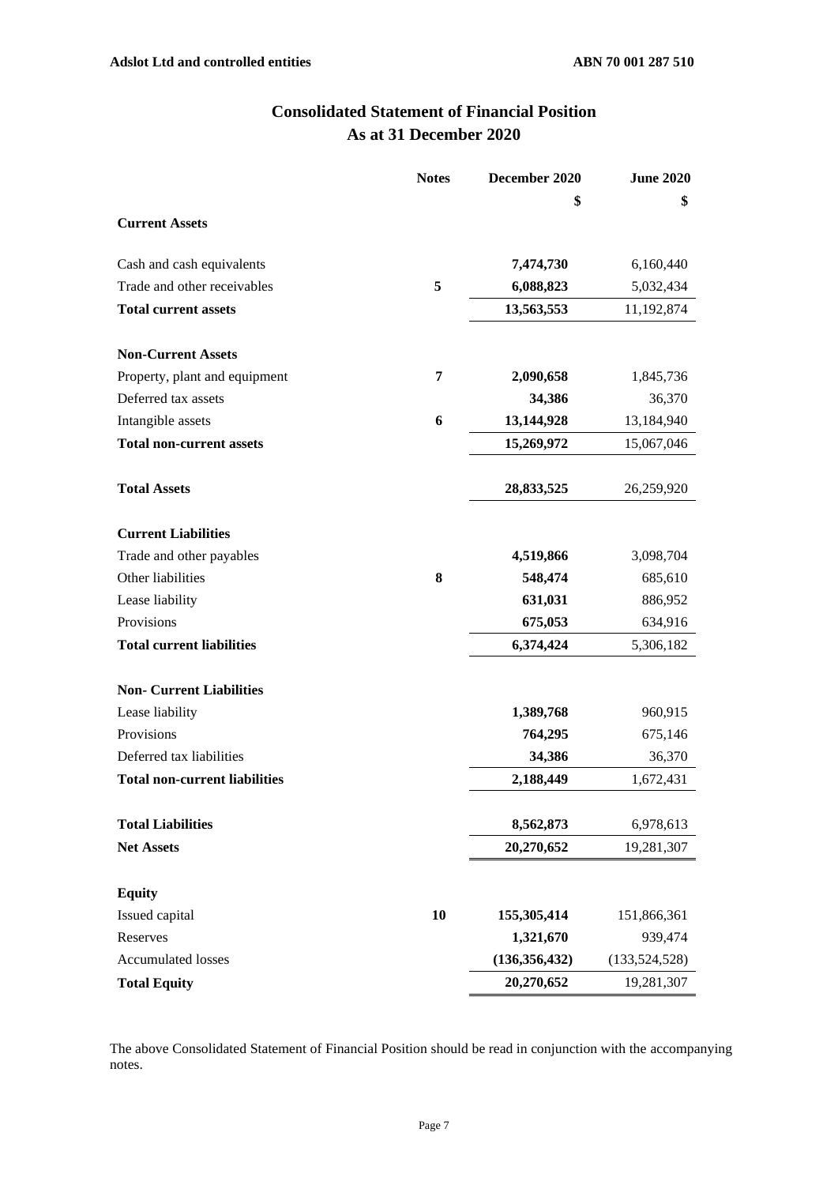# Consolidated Statement of Financial Position
## As at 31 December 2020

| | Notes | December 2020 | June 2020 |
|---|---|---|---|
| | | $ | $ |
| **Current Assets** | | | |
| Cash and cash equivalents | | **7,474,730** | 6,160,440 |
| Trade and other receivables | **5** | **6,088,823** | 5,032,434 |
| **Total current assets** | | **13,563,553** | 11,192,874 |
| **Non-Current Assets** | | | |
| Property, plant and equipment | **7** | **2,090,658** | 1,845,736 |
| Deferred tax assets | | **34,386** | 36,370 |
| Intangible assets | **6** | **13,144,928** | 13,184,940 |
| **Total non-current assets** | | **15,269,972** | 15,067,046 |
| **Total Assets** | | **28,833,525** | 26,259,920 |
| **Current Liabilities** | | | |
| Trade and other payables | | **4,519,866** | 3,098,704 |
| Other liabilities | **8** | **548,474** | 685,610 |
| Lease liability | | **631,031** | 886,952 |
| Provisions | | **675,053** | 634,916 |
| **Total current liabilities** | | **6,374,424** | 5,306,182 |
| **Non- Current Liabilities** | | | |
| Lease liability | | **1,389,768** | 960,915 |
| Provisions | | **764,295** | 675,146 |
| Deferred tax liabilities | | **34,386** | 36,370 |
| **Total non-current liabilities** | | **2,188,449** | 1,672,431 |
| **Total Liabilities** | | **8,562,873** | 6,978,613 |
| **Net Assets** | | **20,270,652** | 19,281,307 |
| **Equity** | | | |
| Issued capital | **10** | **155,305,414** | 151,866,361 |
| Reserves | | **1,321,670** | 939,474 |
| Accumulated losses | | **(136,356,432)** | (133,524,528) |
| **Total Equity** | | **20,270,652** | 19,281,307 |

The above Consolidated Statement of Financial Position should be read in conjunction with the accompanying notes.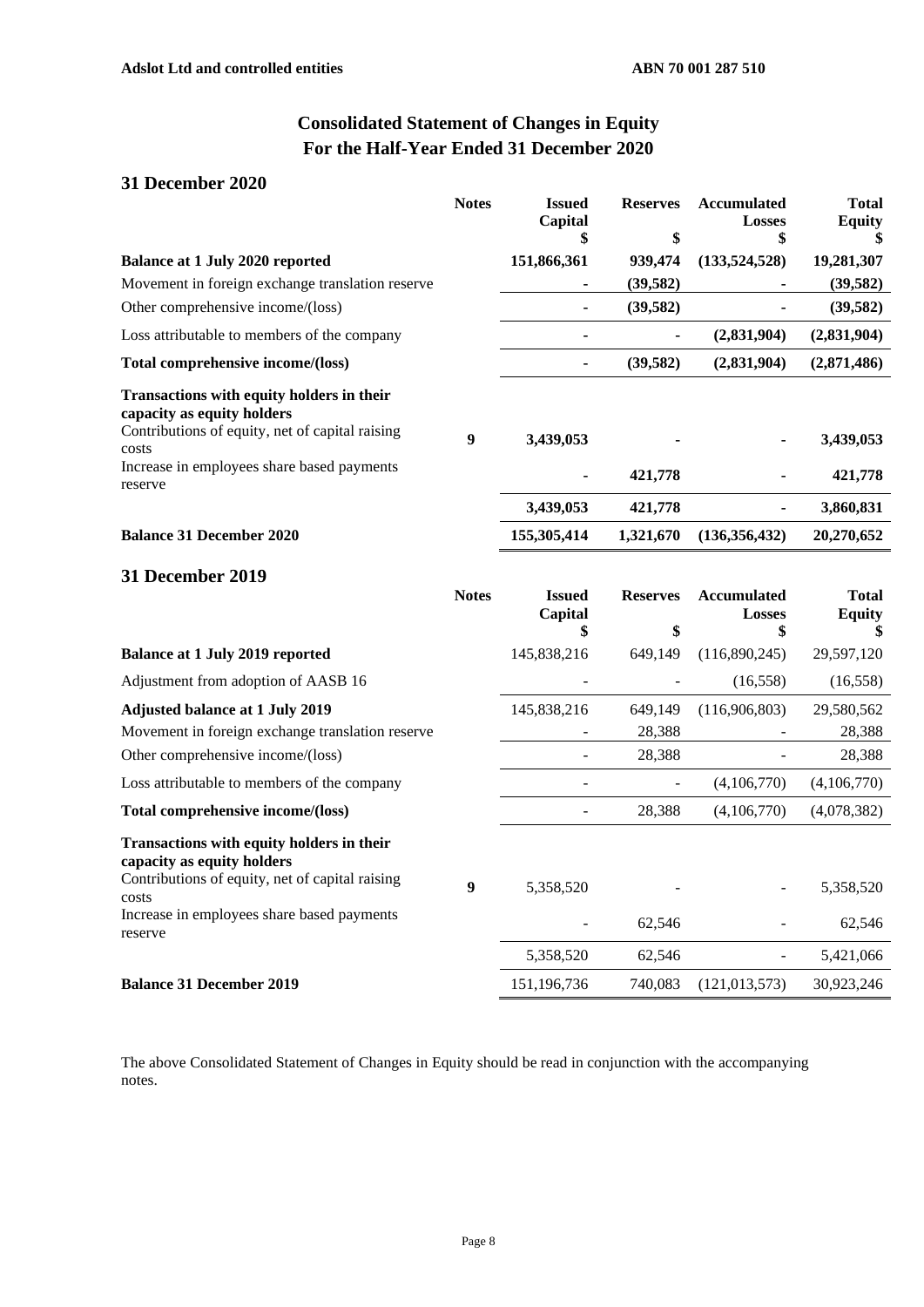Adslot Ltd and controlled entities ABN 70 001 287 510

# Consolidated Statement of Changes in Equity
## For the Half-Year Ended 31 December 2020

### 31 December 2020

| | Notes | Issued Capital $ | Reserves $ | Accumulated Losses $ | Total Equity $ |
|---|---|---|---|---|---|
| **Balance at 1 July 2020 reported** | | **151,866,361** | **939,474** | **(133,524,528)** | **19,281,307** |
| Movement in foreign exchange translation reserve | | **-** | **(39,582)** | **-** | **(39,582)** |
| Other comprehensive income/(loss) | | **-** | **(39,582)** | **-** | **(39,582)** |
| Loss attributable to members of the company | | **-** | **-** | **(2,831,904)** | **(2,831,904)** |
| **Total comprehensive income/(loss)** | | **-** | **(39,582)** | **(2,831,904)** | **(2,871,486)** |
| **Transactions with equity holders in their capacity as equity holders** | | | | | |
| Contributions of equity, net of capital raising costs | **9** | **3,439,053** | **-** | **-** | **3,439,053** |
| Increase in employees share based payments reserve | | **-** | **421,778** | **-** | **421,778** |
| | | **3,439,053** | **421,778** | **-** | **3,860,831** |
| **Balance 31 December 2020** | | **155,305,414** | **1,321,670** | **(136,356,432)** | **20,270,652** |

### 31 December 2019

| | Notes | Issued Capital $ | Reserves $ | Accumulated Losses $ | Total Equity $ |
|---|---|---|---|---|---|
| **Balance at 1 July 2019 reported** | | 145,838,216 | 649,149 | (116,890,245) | 29,597,120 |
| Adjustment from adoption of AASB 16 | | - | - | (16,558) | (16,558) |
| **Adjusted balance at 1 July 2019** | | 145,838,216 | 649,149 | (116,906,803) | 29,580,562 |
| Movement in foreign exchange translation reserve | | - | 28,388 | - | 28,388 |
| Other comprehensive income/(loss) | | - | 28,388 | - | 28,388 |
| Loss attributable to members of the company | | - | - | (4,106,770) | (4,106,770) |
| **Total comprehensive income/(loss)** | | - | 28,388 | (4,106,770) | (4,078,382) |
| **Transactions with equity holders in their capacity as equity holders** | | | | | |
| Contributions of equity, net of capital raising costs | **9** | 5,358,520 | - | - | 5,358,520 |
| Increase in employees share based payments reserve | | - | 62,546 | - | 62,546 |
| | | 5,358,520 | 62,546 | - | 5,421,066 |
| **Balance 31 December 2019** | | 151,196,736 | 740,083 | (121,013,573) | 30,923,246 |

The above Consolidated Statement of Changes in Equity should be read in conjunction with the accompanying notes.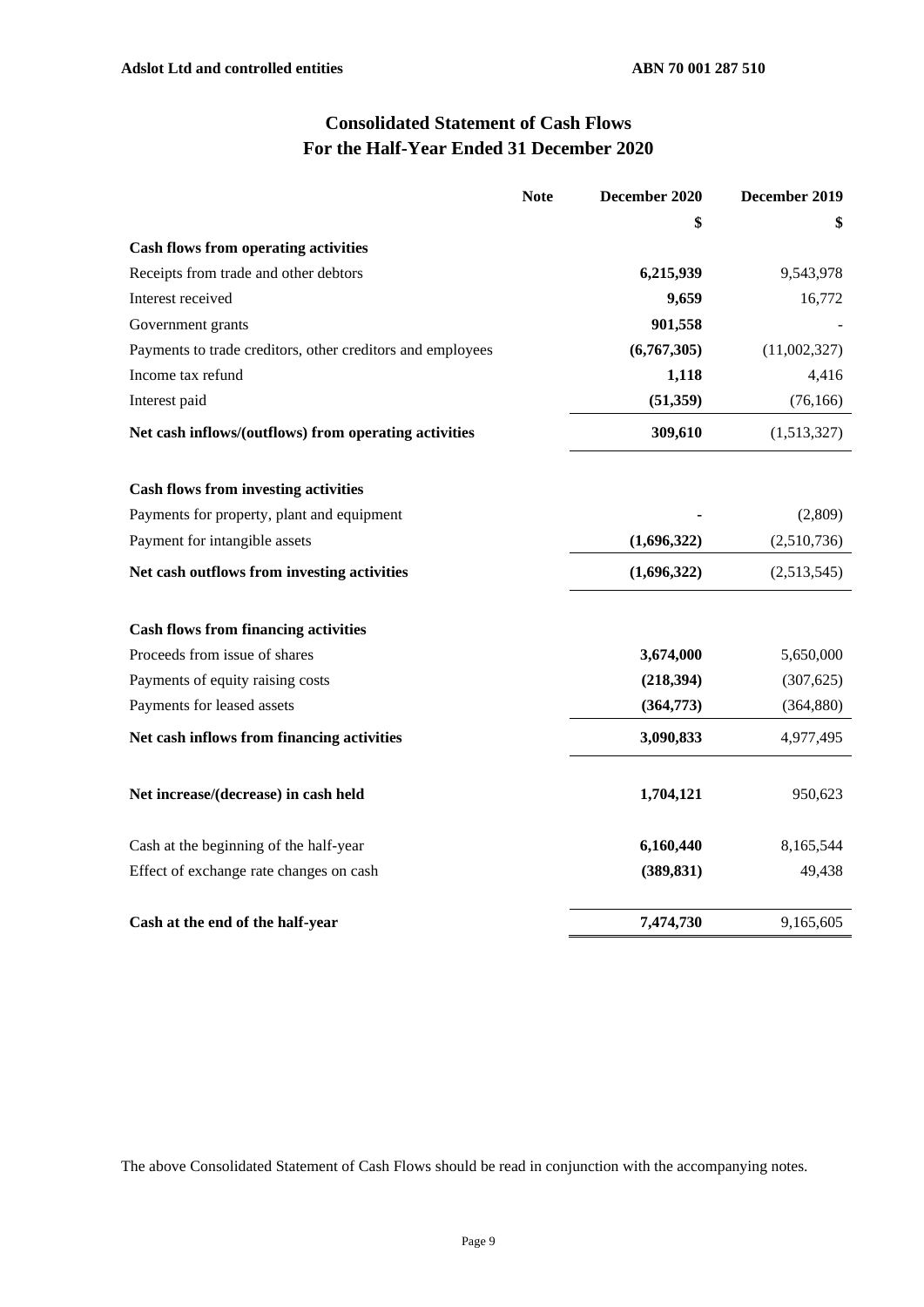## Consolidated Statement of Cash Flows
## For the Half-Year Ended 31 December 2020

| | Note | December 2020 | December 2019 |
|---|---|---|---|
| | | **$** | **$** |
| **Cash flows from operating activities** | | | |
| Receipts from trade and other debtors | | **6,215,939** | 9,543,978 |
| Interest received | | **9,659** | 16,772 |
| Government grants | | **901,558** | - |
| Payments to trade creditors, other creditors and employees | | **(6,767,305)** | (11,002,327) |
| Income tax refund | | **1,118** | 4,416 |
| Interest paid | | **(51,359)** | (76,166) |
| **Net cash inflows/(outflows) from operating activities** | | **309,610** | (1,513,327) |
| | | | |
| **Cash flows from investing activities** | | | |
| Payments for property, plant and equipment | | **-** | (2,809) |
| Payment for intangible assets | | **(1,696,322)** | (2,510,736) |
| **Net cash outflows from investing activities** | | **(1,696,322)** | (2,513,545) |
| | | | |
| **Cash flows from financing activities** | | | |
| Proceeds from issue of shares | | **3,674,000** | 5,650,000 |
| Payments of equity raising costs | | **(218,394)** | (307,625) |
| Payments for leased assets | | **(364,773)** | (364,880) |
| **Net cash inflows from financing activities** | | **3,090,833** | 4,977,495 |
| | | | |
| **Net increase/(decrease) in cash held** | | **1,704,121** | 950,623 |
| | | | |
| Cash at the beginning of the half-year | | **6,160,440** | 8,165,544 |
| Effect of exchange rate changes on cash | | **(389,831)** | 49,438 |
| | | | |
| **Cash at the end of the half-year** | | **7,474,730** | 9,165,605 |

The above Consolidated Statement of Cash Flows should be read in conjunction with the accompanying notes.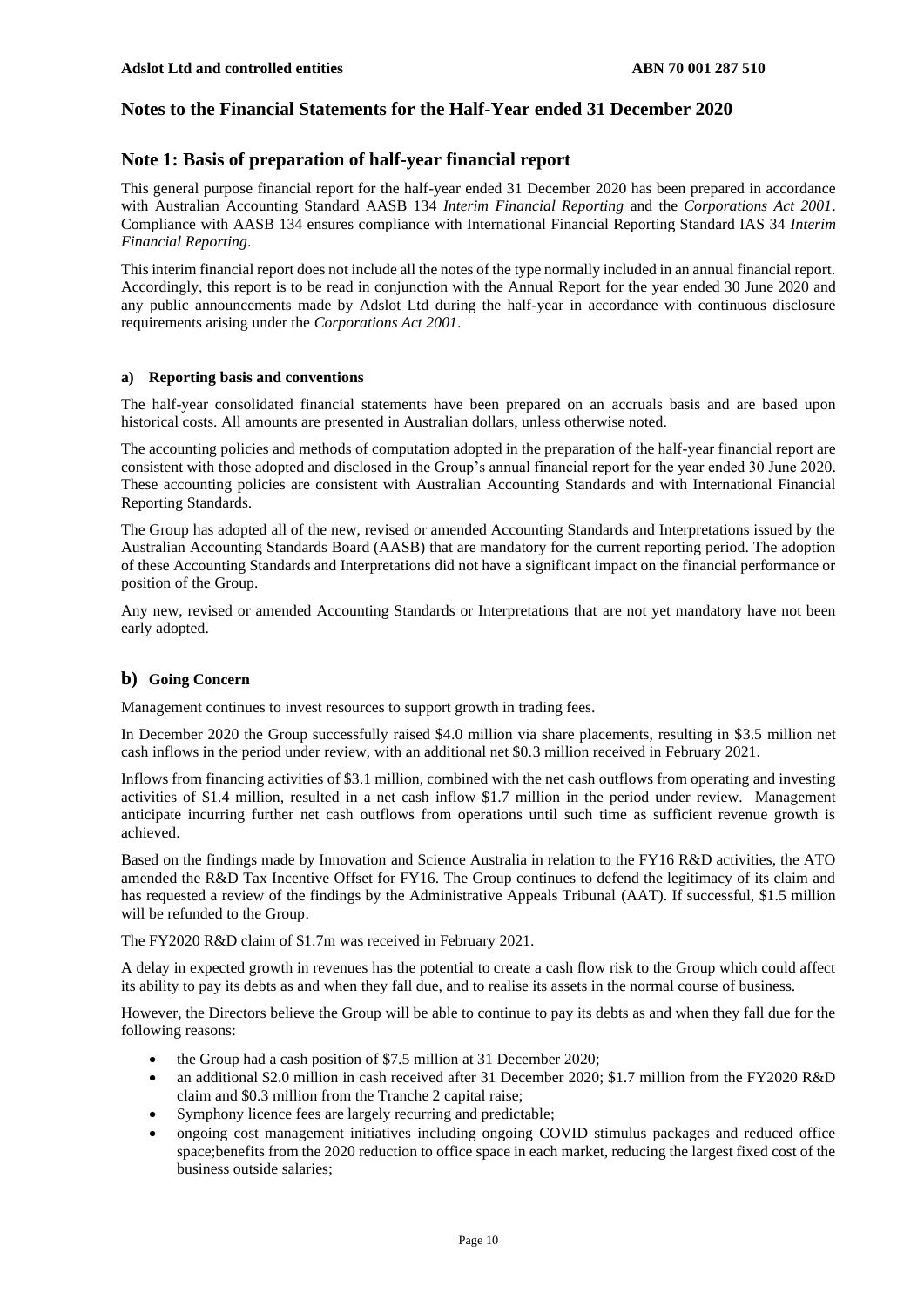# Notes to the Financial Statements for the Half-Year ended 31 December 2020

## Note 1: Basis of preparation of half-year financial report

This general purpose financial report for the half-year ended 31 December 2020 has been prepared in accordance with Australian Accounting Standard AASB 134 *Interim Financial Reporting* and the *Corporations Act 2001*. Compliance with AASB 134 ensures compliance with International Financial Reporting Standard IAS 34 *Interim Financial Reporting*.

This interim financial report does not include all the notes of the type normally included in an annual financial report. Accordingly, this report is to be read in conjunction with the Annual Report for the year ended 30 June 2020 and any public announcements made by Adslot Ltd during the half-year in accordance with continuous disclosure requirements arising under the *Corporations Act 2001*.

### a) Reporting basis and conventions

The half-year consolidated financial statements have been prepared on an accruals basis and are based upon historical costs. All amounts are presented in Australian dollars, unless otherwise noted.

The accounting policies and methods of computation adopted in the preparation of the half-year financial report are consistent with those adopted and disclosed in the Group's annual financial report for the year ended 30 June 2020. These accounting policies are consistent with Australian Accounting Standards and with International Financial Reporting Standards.

The Group has adopted all of the new, revised or amended Accounting Standards and Interpretations issued by the Australian Accounting Standards Board (AASB) that are mandatory for the current reporting period. The adoption of these Accounting Standards and Interpretations did not have a significant impact on the financial performance or position of the Group.

Any new, revised or amended Accounting Standards or Interpretations that are not yet mandatory have not been early adopted.

### b) Going Concern

Management continues to invest resources to support growth in trading fees.

In December 2020 the Group successfully raised $4.0 million via share placements, resulting in $3.5 million net cash inflows in the period under review, with an additional net $0.3 million received in February 2021.

Inflows from financing activities of $3.1 million, combined with the net cash outflows from operating and investing activities of $1.4 million, resulted in a net cash inflow $1.7 million in the period under review. Management anticipate incurring further net cash outflows from operations until such time as sufficient revenue growth is achieved.

Based on the findings made by Innovation and Science Australia in relation to the FY16 R&D activities, the ATO amended the R&D Tax Incentive Offset for FY16. The Group continues to defend the legitimacy of its claim and has requested a review of the findings by the Administrative Appeals Tribunal (AAT). If successful, $1.5 million will be refunded to the Group.

The FY2020 R&D claim of $1.7m was received in February 2021.

A delay in expected growth in revenues has the potential to create a cash flow risk to the Group which could affect its ability to pay its debts as and when they fall due, and to realise its assets in the normal course of business.

However, the Directors believe the Group will be able to continue to pay its debts as and when they fall due for the following reasons:

- the Group had a cash position of $7.5 million at 31 December 2020;
- an additional $2.0 million in cash received after 31 December 2020; $1.7 million from the FY2020 R&D claim and $0.3 million from the Tranche 2 capital raise;
- Symphony licence fees are largely recurring and predictable;
- ongoing cost management initiatives including ongoing COVID stimulus packages and reduced office space;benefits from the 2020 reduction to office space in each market, reducing the largest fixed cost of the business outside salaries;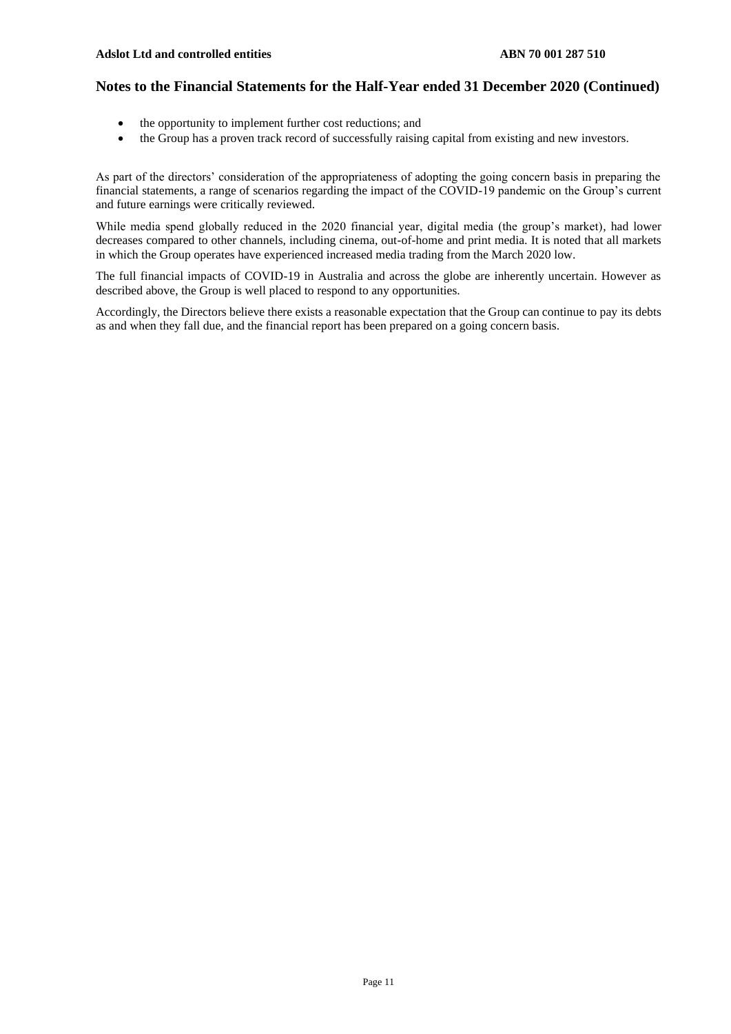## Notes to the Financial Statements for the Half-Year ended 31 December 2020 (Continued)

- the opportunity to implement further cost reductions; and
- the Group has a proven track record of successfully raising capital from existing and new investors.

As part of the directors' consideration of the appropriateness of adopting the going concern basis in preparing the financial statements, a range of scenarios regarding the impact of the COVID-19 pandemic on the Group's current and future earnings were critically reviewed.

While media spend globally reduced in the 2020 financial year, digital media (the group's market), had lower decreases compared to other channels, including cinema, out-of-home and print media. It is noted that all markets in which the Group operates have experienced increased media trading from the March 2020 low.

The full financial impacts of COVID-19 in Australia and across the globe are inherently uncertain. However as described above, the Group is well placed to respond to any opportunities.

Accordingly, the Directors believe there exists a reasonable expectation that the Group can continue to pay its debts as and when they fall due, and the financial report has been prepared on a going concern basis.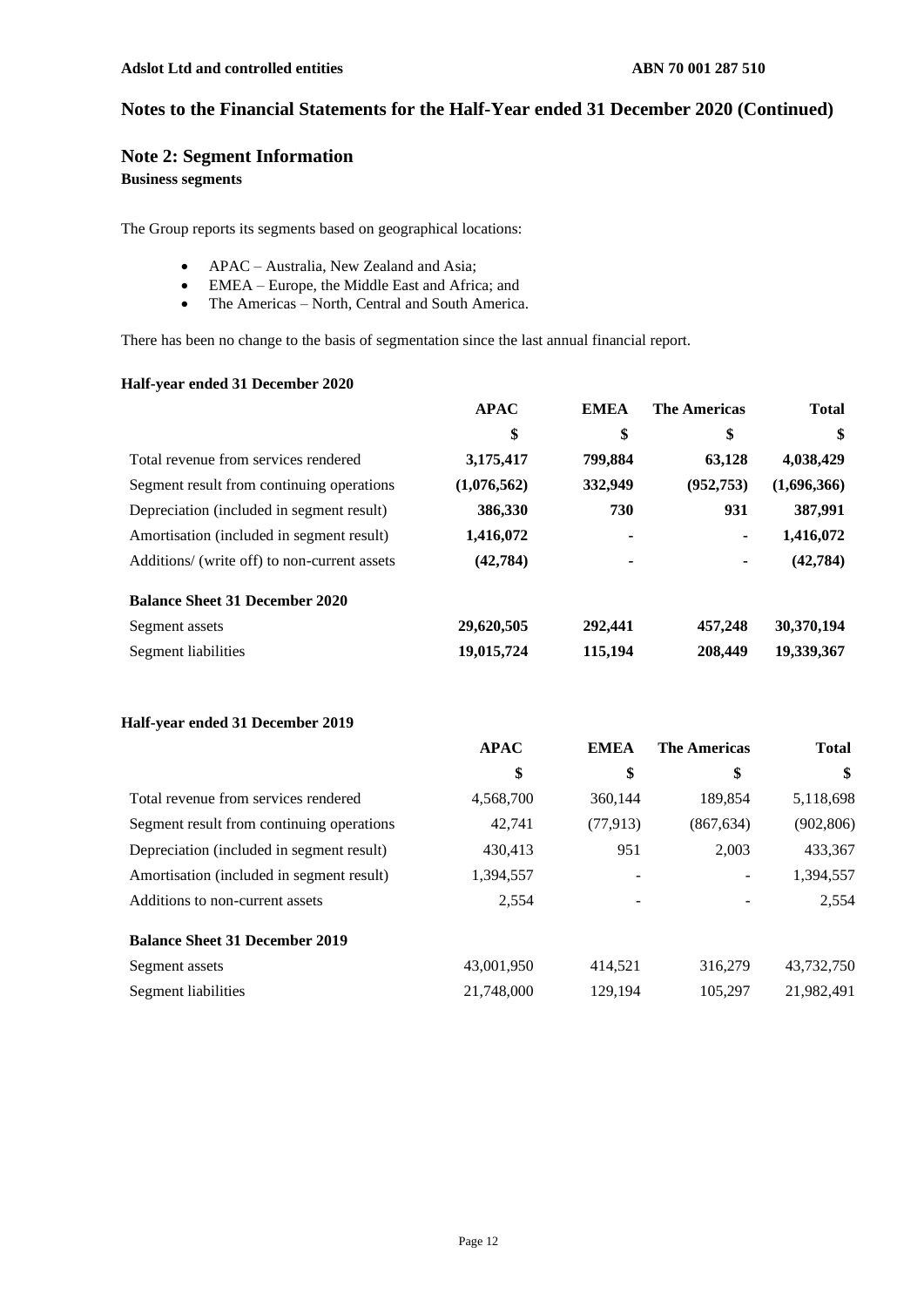## Notes to the Financial Statements for the Half-Year ended 31 December 2020 (Continued)

## Note 2: Segment Information

**Business segments**

The Group reports its segments based on geographical locations:

- APAC – Australia, New Zealand and Asia;
- EMEA – Europe, the Middle East and Africa; and
- The Americas – North, Central and South America.

There has been no change to the basis of segmentation since the last annual financial report.

**Half-year ended 31 December 2020**

| | APAC | EMEA | The Americas | Total |
|---|---|---|---|---|
| | $ | $ | $ | $ |
| Total revenue from services rendered | **3,175,417** | **799,884** | **63,128** | **4,038,429** |
| Segment result from continuing operations | **(1,076,562)** | **332,949** | **(952,753)** | **(1,696,366)** |
| Depreciation (included in segment result) | **386,330** | **730** | **931** | **387,991** |
| Amortisation (included in segment result) | **1,416,072** | **-** | **-** | **1,416,072** |
| Additions/ (write off) to non-current assets | **(42,784)** | **-** | **-** | **(42,784)** |
| **Balance Sheet 31 December 2020** | | | | |
| Segment assets | **29,620,505** | **292,441** | **457,248** | **30,370,194** |
| Segment liabilities | **19,015,724** | **115,194** | **208,449** | **19,339,367** |

**Half-year ended 31 December 2019**

| | APAC | EMEA | The Americas | Total |
|---|---|---|---|---|
| | $ | $ | $ | $ |
| Total revenue from services rendered | 4,568,700 | 360,144 | 189,854 | 5,118,698 |
| Segment result from continuing operations | 42,741 | (77,913) | (867,634) | (902,806) |
| Depreciation (included in segment result) | 430,413 | 951 | 2,003 | 433,367 |
| Amortisation (included in segment result) | 1,394,557 | - | - | 1,394,557 |
| Additions to non-current assets | 2,554 | - | - | 2,554 |
| **Balance Sheet 31 December 2019** | | | | |
| Segment assets | 43,001,950 | 414,521 | 316,279 | 43,732,750 |
| Segment liabilities | 21,748,000 | 129,194 | 105,297 | 21,982,491 |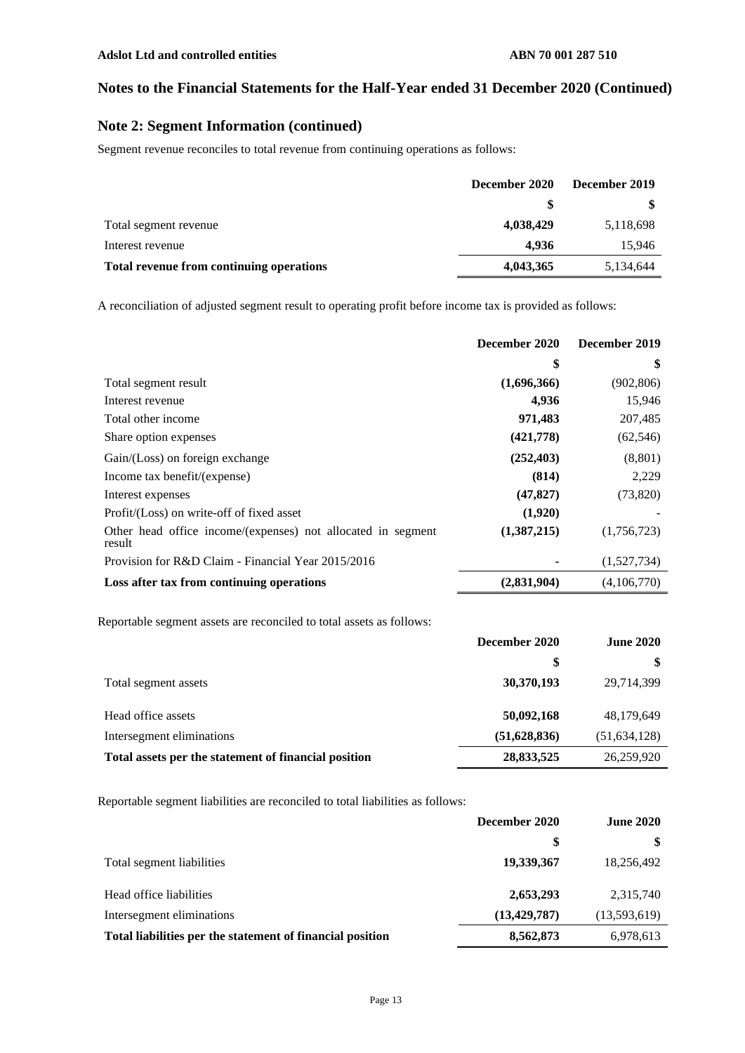## Notes to the Financial Statements for the Half-Year ended 31 December 2020 (Continued)

## Note 2: Segment Information (continued)

Segment revenue reconciles to total revenue from continuing operations as follows:

| | December 2020 | December 2019 |
|---|---|---|
| | $ | $ |
| Total segment revenue | **4,038,429** | 5,118,698 |
| Interest revenue | **4,936** | 15,946 |
| **Total revenue from continuing operations** | **4,043,365** | 5,134,644 |

A reconciliation of adjusted segment result to operating profit before income tax is provided as follows:

| | December 2020 | December 2019 |
|---|---|---|
| | $ | $ |
| Total segment result | **(1,696,366)** | (902,806) |
| Interest revenue | **4,936** | 15,946 |
| Total other income | **971,483** | 207,485 |
| Share option expenses | **(421,778)** | (62,546) |
| Gain/(Loss) on foreign exchange | **(252,403)** | (8,801) |
| Income tax benefit/(expense) | **(814)** | 2,229 |
| Interest expenses | **(47,827)** | (73,820) |
| Profit/(Loss) on write-off of fixed asset | **(1,920)** | - |
| Other head office income/(expenses) not allocated in segment result | **(1,387,215)** | (1,756,723) |
| Provision for R&D Claim - Financial Year 2015/2016 | **-** | (1,527,734) |
| **Loss after tax from continuing operations** | **(2,831,904)** | (4,106,770) |

Reportable segment assets are reconciled to total assets as follows:

| | December 2020 | June 2020 |
|---|---|---|
| | $ | $ |
| Total segment assets | **30,370,193** | 29,714,399 |
| Head office assets | **50,092,168** | 48,179,649 |
| Intersegment eliminations | **(51,628,836)** | (51,634,128) |
| **Total assets per the statement of financial position** | **28,833,525** | 26,259,920 |

Reportable segment liabilities are reconciled to total liabilities as follows:

| | December 2020 | June 2020 |
|---|---|---|
| | $ | $ |
| Total segment liabilities | **19,339,367** | 18,256,492 |
| Head office liabilities | **2,653,293** | 2,315,740 |
| Intersegment eliminations | **(13,429,787)** | (13,593,619) |
| **Total liabilities per the statement of financial position** | **8,562,873** | 6,978,613 |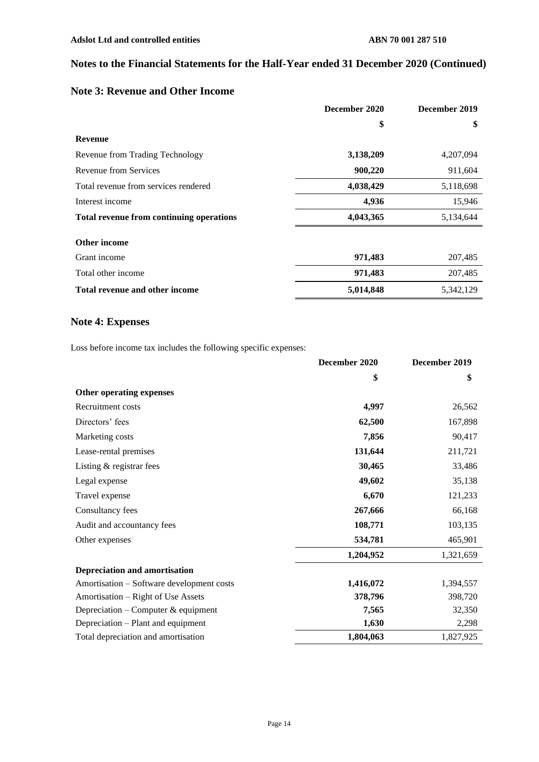## Notes to the Financial Statements for the Half-Year ended 31 December 2020 (Continued)

### Note 3: Revenue and Other Income

| | December 2020 | December 2019 |
|---|---|---|
| | $ | $ |
| **Revenue** | | |
| Revenue from Trading Technology | **3,138,209** | 4,207,094 |
| Revenue from Services | **900,220** | 911,604 |
| Total revenue from services rendered | **4,038,429** | 5,118,698 |
| Interest income | **4,936** | 15,946 |
| **Total revenue from continuing operations** | **4,043,365** | 5,134,644 |
| **Other income** | | |
| Grant income | **971,483** | 207,485 |
| Total other income | **971,483** | 207,485 |
| **Total revenue and other income** | **5,014,848** | 5,342,129 |

### Note 4: Expenses

Loss before income tax includes the following specific expenses:

| | December 2020 | December 2019 |
|---|---|---|
| | $ | $ |
| **Other operating expenses** | | |
| Recruitment costs | **4,997** | 26,562 |
| Directors' fees | **62,500** | 167,898 |
| Marketing costs | **7,856** | 90,417 |
| Lease-rental premises | **131,644** | 211,721 |
| Listing & registrar fees | **30,465** | 33,486 |
| Legal expense | **49,602** | 35,138 |
| Travel expense | **6,670** | 121,233 |
| Consultancy fees | **267,666** | 66,168 |
| Audit and accountancy fees | **108,771** | 103,135 |
| Other expenses | **534,781** | 465,901 |
| | **1,204,952** | 1,321,659 |
| **Depreciation and amortisation** | | |
| Amortisation – Software development costs | **1,416,072** | 1,394,557 |
| Amortisation – Right of Use Assets | **378,796** | 398,720 |
| Depreciation – Computer & equipment | **7,565** | 32,350 |
| Depreciation – Plant and equipment | **1,630** | 2,298 |
| Total depreciation and amortisation | **1,804,063** | 1,827,925 |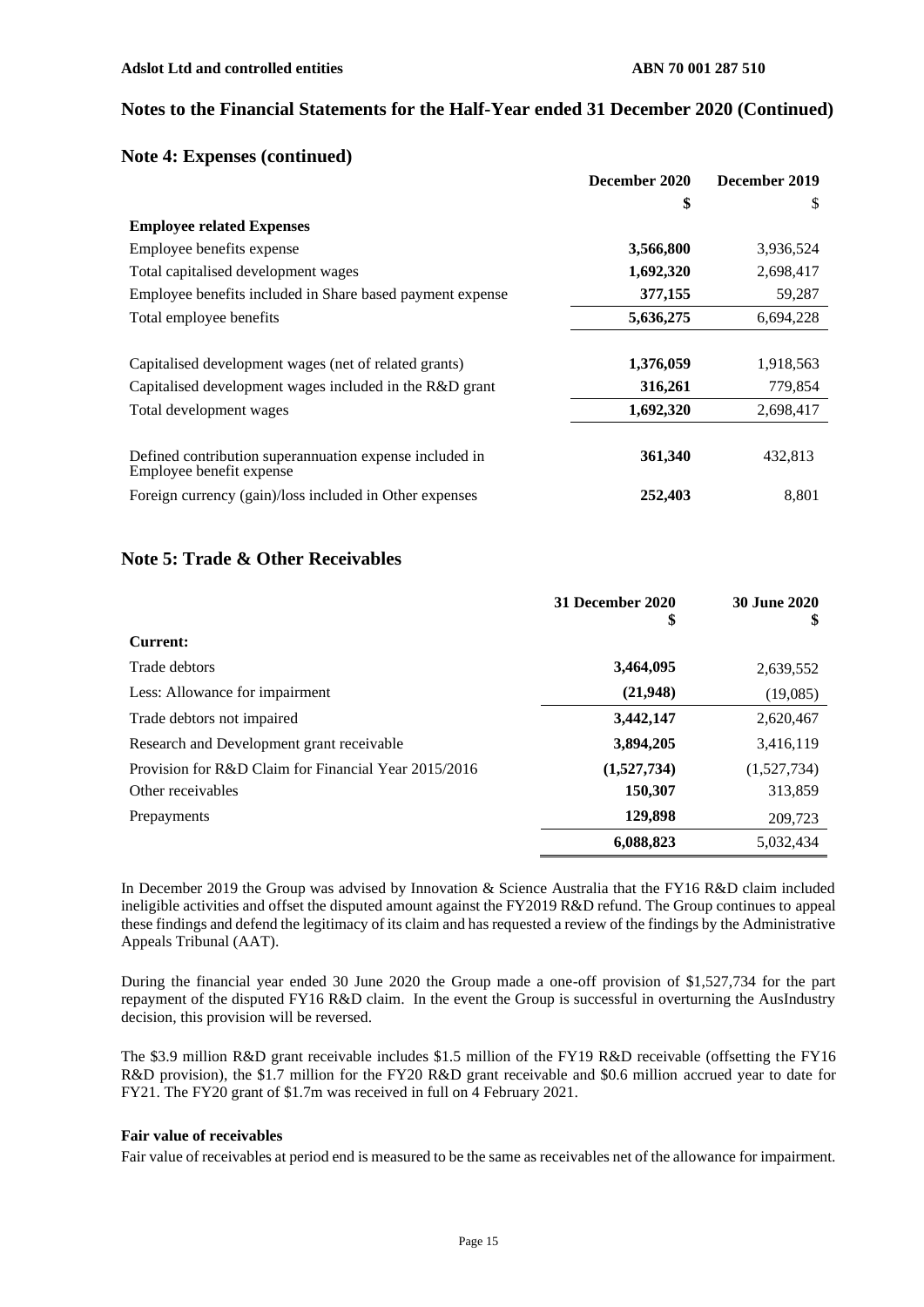## Notes to the Financial Statements for the Half-Year ended 31 December 2020 (Continued)

### Note 4: Expenses (continued)

| | December 2020 | December 2019 |
|---|---|---|
| | **$** | $ |
| **Employee related Expenses** | | |
| Employee benefits expense | **3,566,800** | 3,936,524 |
| Total capitalised development wages | **1,692,320** | 2,698,417 |
| Employee benefits included in Share based payment expense | **377,155** | 59,287 |
| Total employee benefits | **5,636,275** | 6,694,228 |
| | | |
| Capitalised development wages (net of related grants) | **1,376,059** | 1,918,563 |
| Capitalised development wages included in the R&D grant | **316,261** | 779,854 |
| Total development wages | **1,692,320** | 2,698,417 |
| | | |
| Defined contribution superannuation expense included in Employee benefit expense | **361,340** | 432,813 |
| Foreign currency (gain)/loss included in Other expenses | **252,403** | 8,801 |

### Note 5: Trade & Other Receivables

| | 31 December 2020 $ | 30 June 2020 $ |
|---|---|---|
| **Current:** | | |
| Trade debtors | **3,464,095** | 2,639,552 |
| Less: Allowance for impairment | **(21,948)** | (19,085) |
| Trade debtors not impaired | **3,442,147** | 2,620,467 |
| Research and Development grant receivable | **3,894,205** | 3,416,119 |
| Provision for R&D Claim for Financial Year 2015/2016 | **(1,527,734)** | (1,527,734) |
| Other receivables | **150,307** | 313,859 |
| Prepayments | **129,898** | 209,723 |
| | **6,088,823** | 5,032,434 |

In December 2019 the Group was advised by Innovation & Science Australia that the FY16 R&D claim included ineligible activities and offset the disputed amount against the FY2019 R&D refund. The Group continues to appeal these findings and defend the legitimacy of its claim and has requested a review of the findings by the Administrative Appeals Tribunal (AAT).

During the financial year ended 30 June 2020 the Group made a one-off provision of $1,527,734 for the part repayment of the disputed FY16 R&D claim. In the event the Group is successful in overturning the AusIndustry decision, this provision will be reversed.

The $3.9 million R&D grant receivable includes $1.5 million of the FY19 R&D receivable (offsetting the FY16 R&D provision), the $1.7 million for the FY20 R&D grant receivable and $0.6 million accrued year to date for FY21. The FY20 grant of $1.7m was received in full on 4 February 2021.

**Fair value of receivables**

Fair value of receivables at period end is measured to be the same as receivables net of the allowance for impairment.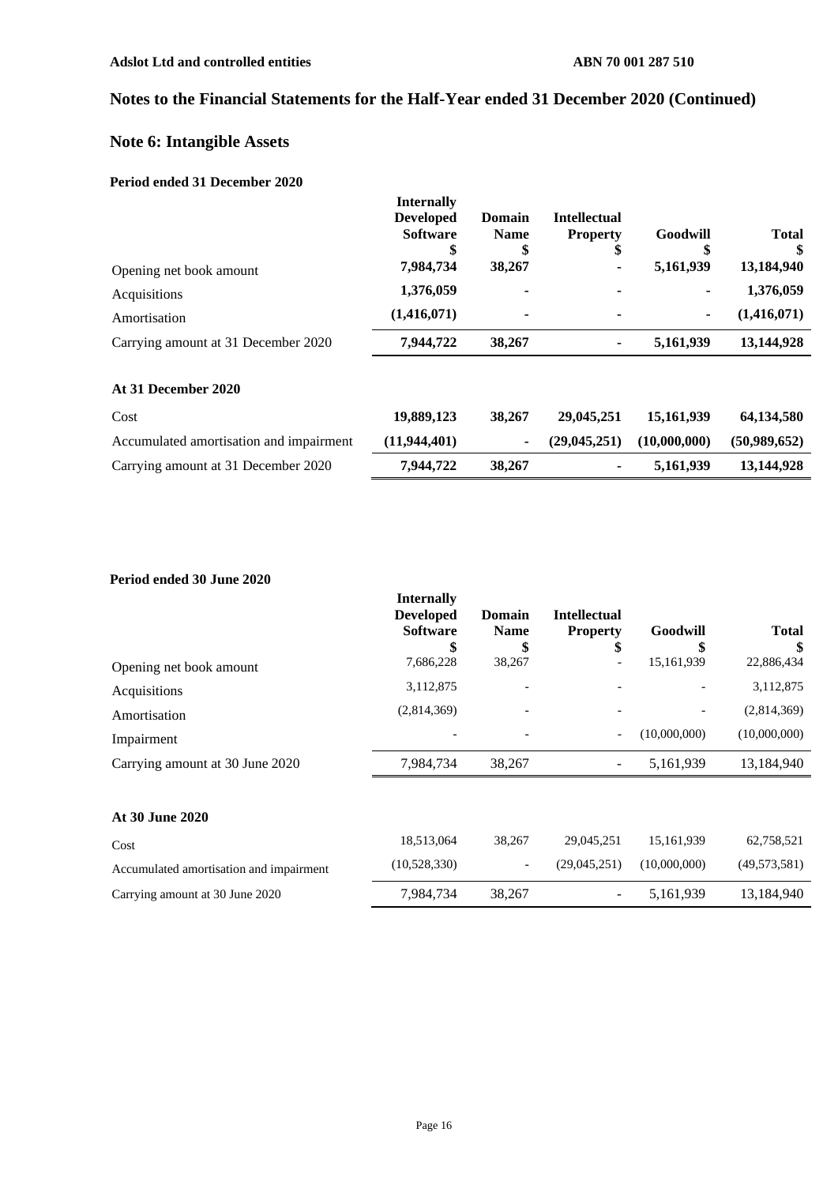## Notes to the Financial Statements for the Half-Year ended 31 December 2020 (Continued)

## Note 6: Intangible Assets

**Period ended 31 December 2020**

| | Internally Developed Software $ | Domain Name $ | Intellectual Property $ | Goodwill $ | Total $ |
|---|---|---|---|---|---|
| Opening net book amount | **7,984,734** | **38,267** | **-** | **5,161,939** | **13,184,940** |
| Acquisitions | **1,376,059** | **-** | **-** | **-** | **1,376,059** |
| Amortisation | **(1,416,071)** | **-** | **-** | **-** | **(1,416,071)** |
| Carrying amount at 31 December 2020 | **7,944,722** | **38,267** | **-** | **5,161,939** | **13,144,928** |
| **At 31 December 2020** | | | | | |
| Cost | **19,889,123** | **38,267** | **29,045,251** | **15,161,939** | **64,134,580** |
| Accumulated amortisation and impairment | **(11,944,401)** | **-** | **(29,045,251)** | **(10,000,000)** | **(50,989,652)** |
| Carrying amount at 31 December 2020 | **7,944,722** | **38,267** | **-** | **5,161,939** | **13,144,928** |

**Period ended 30 June 2020**

| | Internally Developed Software $ | Domain Name $ | Intellectual Property $ | Goodwill $ | Total $ |
|---|---|---|---|---|---|
| Opening net book amount | 7,686,228 | 38,267 | - | 15,161,939 | 22,886,434 |
| Acquisitions | 3,112,875 | - | - | - | 3,112,875 |
| Amortisation | (2,814,369) | - | - | - | (2,814,369) |
| Impairment | - | - | - | (10,000,000) | (10,000,000) |
| Carrying amount at 30 June 2020 | 7,984,734 | 38,267 | - | 5,161,939 | 13,184,940 |
| **At 30 June 2020** | | | | | |
| Cost | 18,513,064 | 38,267 | 29,045,251 | 15,161,939 | 62,758,521 |
| Accumulated amortisation and impairment | (10,528,330) | - | (29,045,251) | (10,000,000) | (49,573,581) |
| Carrying amount at 30 June 2020 | 7,984,734 | 38,267 | - | 5,161,939 | 13,184,940 |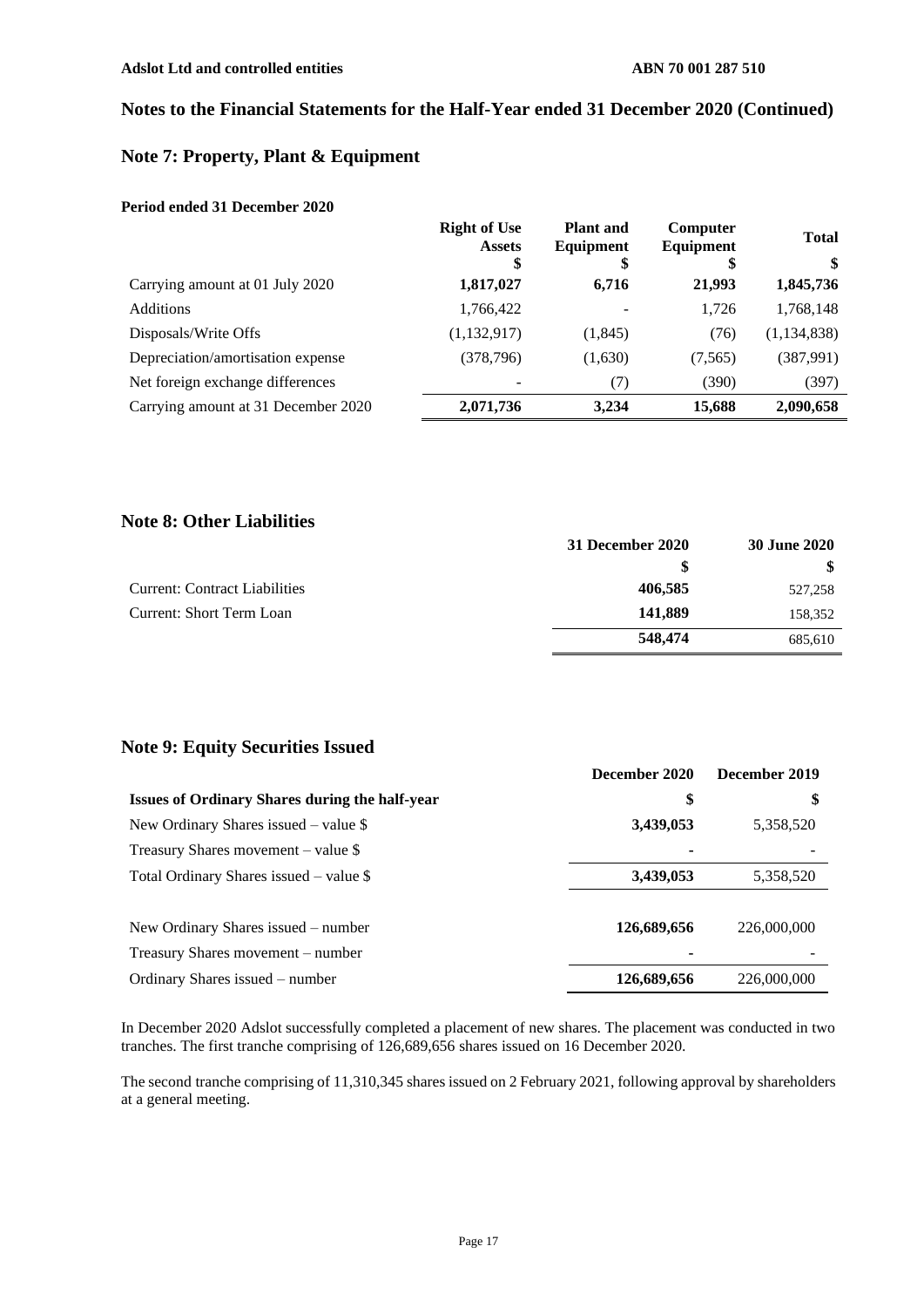## Notes to the Financial Statements for the Half-Year ended 31 December 2020 (Continued)

## Note 7: Property, Plant & Equipment

**Period ended 31 December 2020**

| | Right of Use Assets | Plant and Equipment | Computer Equipment | Total |
|---|---|---|---|---|
| | $ | $ | $ | $ |
| Carrying amount at 01 July 2020 | **1,817,027** | **6,716** | **21,993** | **1,845,736** |
| Additions | 1,766,422 | - | 1,726 | 1,768,148 |
| Disposals/Write Offs | (1,132,917) | (1,845) | (76) | (1,134,838) |
| Depreciation/amortisation expense | (378,796) | (1,630) | (7,565) | (387,991) |
| Net foreign exchange differences | - | (7) | (390) | (397) |
| Carrying amount at 31 December 2020 | **2,071,736** | **3,234** | **15,688** | **2,090,658** |

## Note 8: Other Liabilities

| | 31 December 2020 | 30 June 2020 |
|---|---|---|
| | $ | $ |
| Current: Contract Liabilities | **406,585** | 527,258 |
| Current: Short Term Loan | **141,889** | 158,352 |
| | **548,474** | 685,610 |

## Note 9: Equity Securities Issued

| | December 2020 | December 2019 |
|---|---|---|
| **Issues of Ordinary Shares during the half-year** | $ | $ |
| New Ordinary Shares issued – value $ | **3,439,053** | 5,358,520 |
| Treasury Shares movement – value $ | - | - |
| Total Ordinary Shares issued – value $ | **3,439,053** | 5,358,520 |
| | | |
| New Ordinary Shares issued – number | **126,689,656** | 226,000,000 |
| Treasury Shares movement – number | - | - |
| Ordinary Shares issued – number | **126,689,656** | 226,000,000 |

In December 2020 Adslot successfully completed a placement of new shares. The placement was conducted in two tranches. The first tranche comprising of 126,689,656 shares issued on 16 December 2020.

The second tranche comprising of 11,310,345 shares issued on 2 February 2021, following approval by shareholders at a general meeting.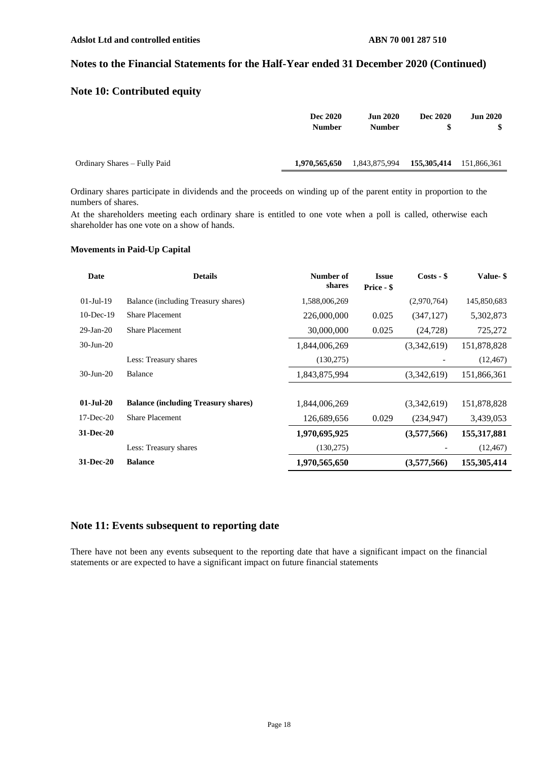## Notes to the Financial Statements for the Half-Year ended 31 December 2020 (Continued)

## Note 10: Contributed equity

| | Dec 2020 Number | Jun 2020 Number | Dec 2020 $ | Jun 2020 $ |
|---|---|---|---|---|
| Ordinary Shares – Fully Paid | **1,970,565,650** | 1,843,875,994 | **155,305,414** | 151,866,361 |

Ordinary shares participate in dividends and the proceeds on winding up of the parent entity in proportion to the numbers of shares.

At the shareholders meeting each ordinary share is entitled to one vote when a poll is called, otherwise each shareholder has one vote on a show of hands.

**Movements in Paid-Up Capital**

| Date | Details | Number of shares | Issue Price - $ | Costs - $ | Value- $ |
|---|---|---|---|---|---|
| 01-Jul-19 | Balance (including Treasury shares) | 1,588,006,269 | | (2,970,764) | 145,850,683 |
| 10-Dec-19 | Share Placement | 226,000,000 | 0.025 | (347,127) | 5,302,873 |
| 29-Jan-20 | Share Placement | 30,000,000 | 0.025 | (24,728) | 725,272 |
| 30-Jun-20 | | 1,844,006,269 | | (3,342,619) | 151,878,828 |
| | Less: Treasury shares | (130,275) | | - | (12,467) |
| 30-Jun-20 | Balance | 1,843,875,994 | | (3,342,619) | 151,866,361 |
| | | | | | |
| **01-Jul-20** | **Balance (including Treasury shares)** | 1,844,006,269 | | (3,342,619) | 151,878,828 |
| 17-Dec-20 | Share Placement | 126,689,656 | 0.029 | (234,947) | 3,439,053 |
| **31-Dec-20** | | **1,970,695,925** | | **(3,577,566)** | **155,317,881** |
| | Less: Treasury shares | (130,275) | | - | (12,467) |
| **31-Dec-20** | **Balance** | **1,970,565,650** | | **(3,577,566)** | **155,305,414** |

## Note 11: Events subsequent to reporting date

There have not been any events subsequent to the reporting date that have a significant impact on the financial statements or are expected to have a significant impact on future financial statements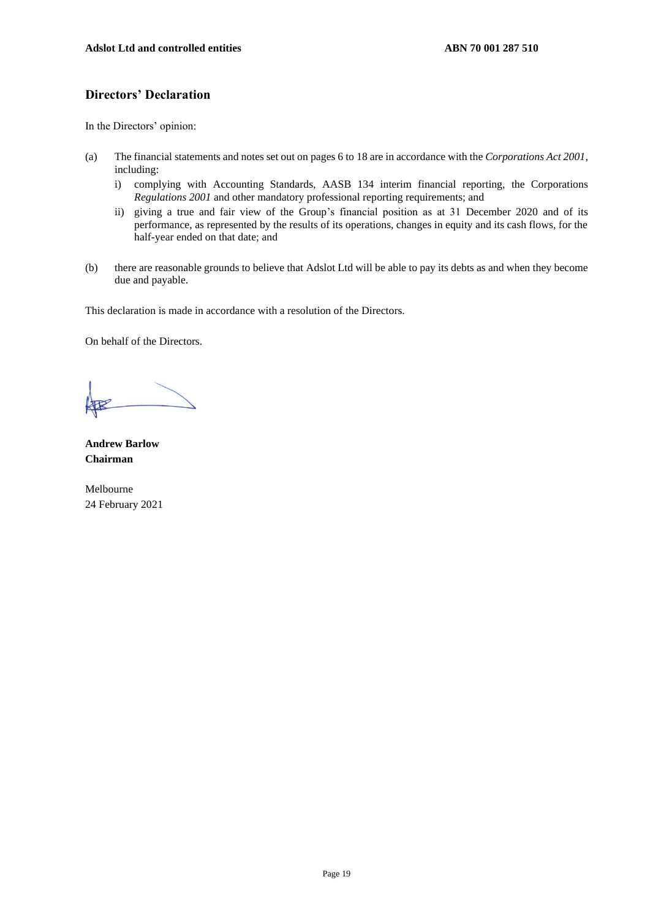## Directors' Declaration

In the Directors' opinion:

(a) The financial statements and notes set out on pages 6 to 18 are in accordance with the *Corporations Act 2001*, including:

   i) complying with Accounting Standards, AASB 134 interim financial reporting, the Corporations *Regulations 2001* and other mandatory professional reporting requirements; and

   ii) giving a true and fair view of the Group's financial position as at 31 December 2020 and of its performance, as represented by the results of its operations, changes in equity and its cash flows, for the half-year ended on that date; and

(b) there are reasonable grounds to believe that Adslot Ltd will be able to pay its debts as and when they become due and payable.

This declaration is made in accordance with a resolution of the Directors.

On behalf of the Directors.

**Andrew Barlow**
**Chairman**

Melbourne
24 February 2021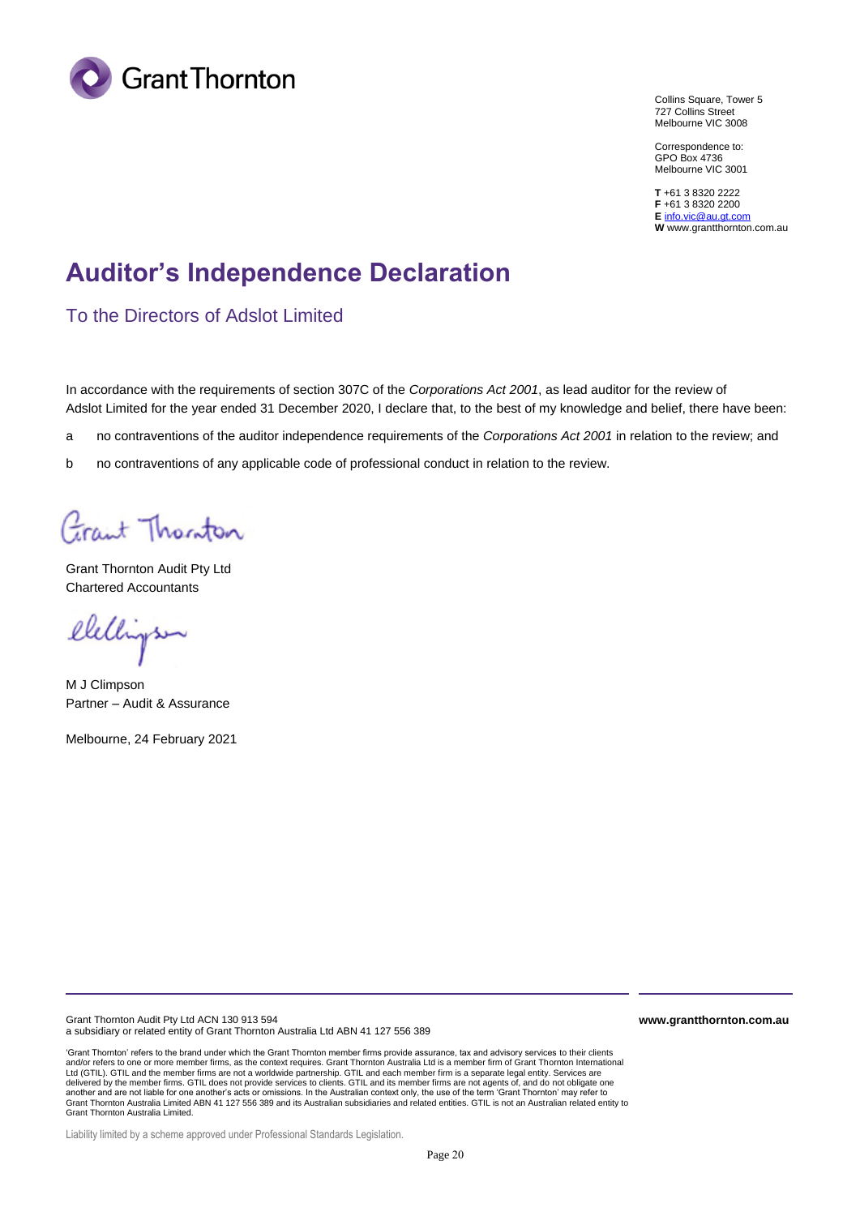Grant Thornton

Collins Square, Tower 5
727 Collins Street
Melbourne VIC 3008

Correspondence to:
GPO Box 4736
Melbourne VIC 3001

**T** +61 3 8320 2222
**F** +61 3 8320 2200
**E** info.vic@au.gt.com
**W** www.grantthornton.com.au

# Auditor's Independence Declaration

## To the Directors of Adslot Limited

In accordance with the requirements of section 307C of the *Corporations Act 2001*, as lead auditor for the review of Adslot Limited for the year ended 31 December 2020, I declare that, to the best of my knowledge and belief, there have been:

a no contraventions of the auditor independence requirements of the *Corporations Act 2001* in relation to the review; and

b no contraventions of any applicable code of professional conduct in relation to the review.

Grant Thornton Audit Pty Ltd
Chartered Accountants

M J Climpson
Partner – Audit & Assurance

Melbourne, 24 February 2021

Grant Thornton Audit Pty Ltd ACN 130 913 594
a subsidiary or related entity of Grant Thornton Australia Ltd ABN 41 127 556 389

**www.grantthornton.com.au**

'Grant Thornton' refers to the brand under which the Grant Thornton member firms provide assurance, tax and advisory services to their clients and/or refers to one or more member firms, as the context requires. Grant Thornton Australia Ltd is a member firm of Grant Thornton International Ltd (GTIL). GTIL and the member firms are not a worldwide partnership. GTIL and each member firm is a separate legal entity. Services are delivered by the member firms. GTIL does not provide services to clients. GTIL and its member firms are not agents of, and do not obligate one another and are not liable for one another's acts or omissions. In the Australian context only, the use of the term 'Grant Thornton' may refer to Grant Thornton Australia Limited ABN 41 127 556 389 and its Australian subsidiaries and related entities. GTIL is not an Australian related entity to Grant Thornton Australia Limited.

Liability limited by a scheme approved under Professional Standards Legislation.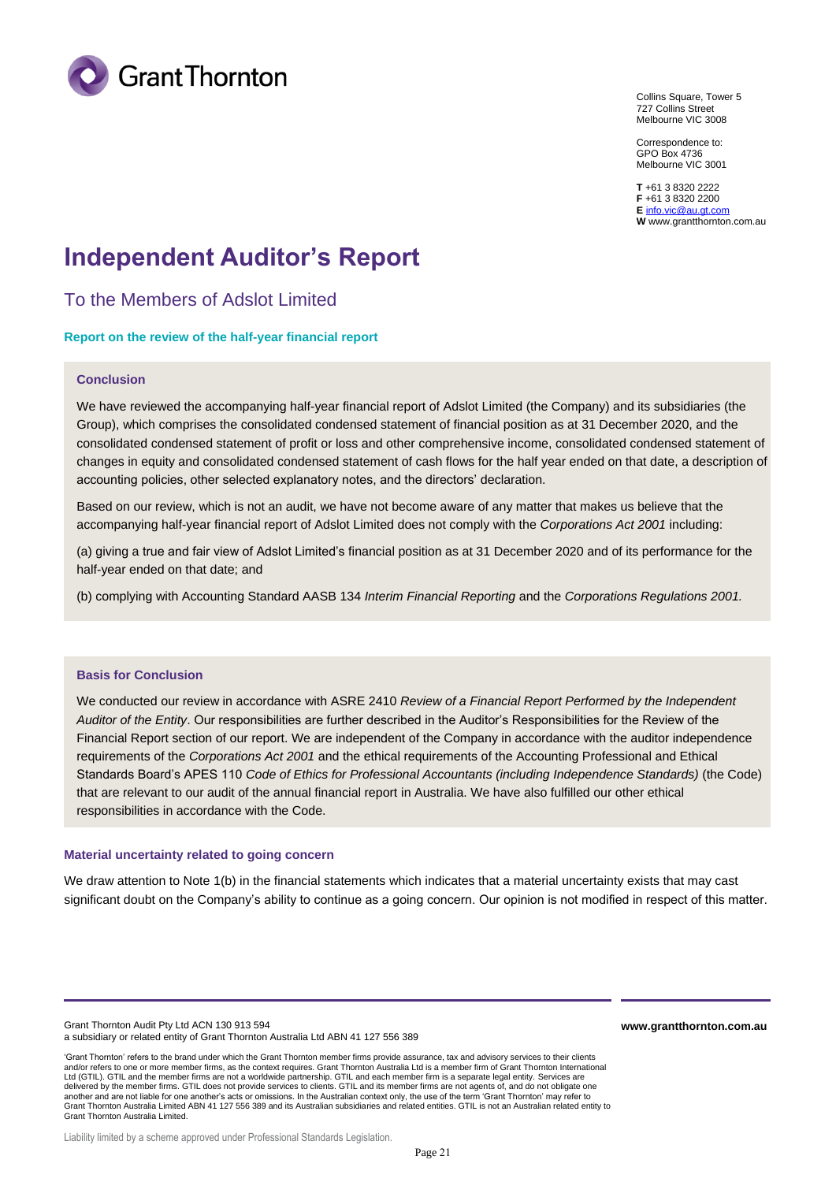Collins Square, Tower 5
727 Collins Street
Melbourne VIC 3008

Correspondence to:
GPO Box 4736
Melbourne VIC 3001

**T** +61 3 8320 2222
**F** +61 3 8320 2200
**E** info.vic@au.gt.com
**W** www.grantthornton.com.au

# Independent Auditor's Report

## To the Members of Adslot Limited

### Report on the review of the half-year financial report

#### Conclusion

We have reviewed the accompanying half-year financial report of Adslot Limited (the Company) and its subsidiaries (the Group), which comprises the consolidated condensed statement of financial position as at 31 December 2020, and the consolidated condensed statement of profit or loss and other comprehensive income, consolidated condensed statement of changes in equity and consolidated condensed statement of cash flows for the half year ended on that date, a description of accounting policies, other selected explanatory notes, and the directors' declaration.

Based on our review, which is not an audit, we have not become aware of any matter that makes us believe that the accompanying half-year financial report of Adslot Limited does not comply with the *Corporations Act 2001* including:

(a) giving a true and fair view of Adslot Limited's financial position as at 31 December 2020 and of its performance for the half-year ended on that date; and

(b) complying with Accounting Standard AASB 134 *Interim Financial Reporting* and the *Corporations Regulations 2001.*

#### Basis for Conclusion

We conducted our review in accordance with ASRE 2410 *Review of a Financial Report Performed by the Independent Auditor of the Entity*. Our responsibilities are further described in the Auditor's Responsibilities for the Review of the Financial Report section of our report. We are independent of the Company in accordance with the auditor independence requirements of the *Corporations Act 2001* and the ethical requirements of the Accounting Professional and Ethical Standards Board's APES 110 *Code of Ethics for Professional Accountants (including Independence Standards)* (the Code) that are relevant to our audit of the annual financial report in Australia. We have also fulfilled our other ethical responsibilities in accordance with the Code.

#### Material uncertainty related to going concern

We draw attention to Note 1(b) in the financial statements which indicates that a material uncertainty exists that may cast significant doubt on the Company's ability to continue as a going concern. Our opinion is not modified in respect of this matter.

Grant Thornton Audit Pty Ltd ACN 130 913 594
a subsidiary or related entity of Grant Thornton Australia Ltd ABN 41 127 556 389

**www.grantthornton.com.au**

'Grant Thornton' refers to the brand under which the Grant Thornton member firms provide assurance, tax and advisory services to their clients and/or refers to one or more member firms, as the context requires. Grant Thornton Australia Ltd is a member firm of Grant Thornton International Ltd (GTIL). GTIL and the member firms are not a worldwide partnership. GTIL and each member firm is a separate legal entity. Services are delivered by the member firms. GTIL does not provide services to clients. GTIL and its member firms are not agents of, and do not obligate one another and are not liable for one another's acts or omissions. In the Australian context only, the use of the term 'Grant Thornton' may refer to Grant Thornton Australia Limited ABN 41 127 556 389 and its Australian subsidiaries and related entities. GTIL is not an Australian related entity to Grant Thornton Australia Limited.

Liability limited by a scheme approved under Professional Standards Legislation.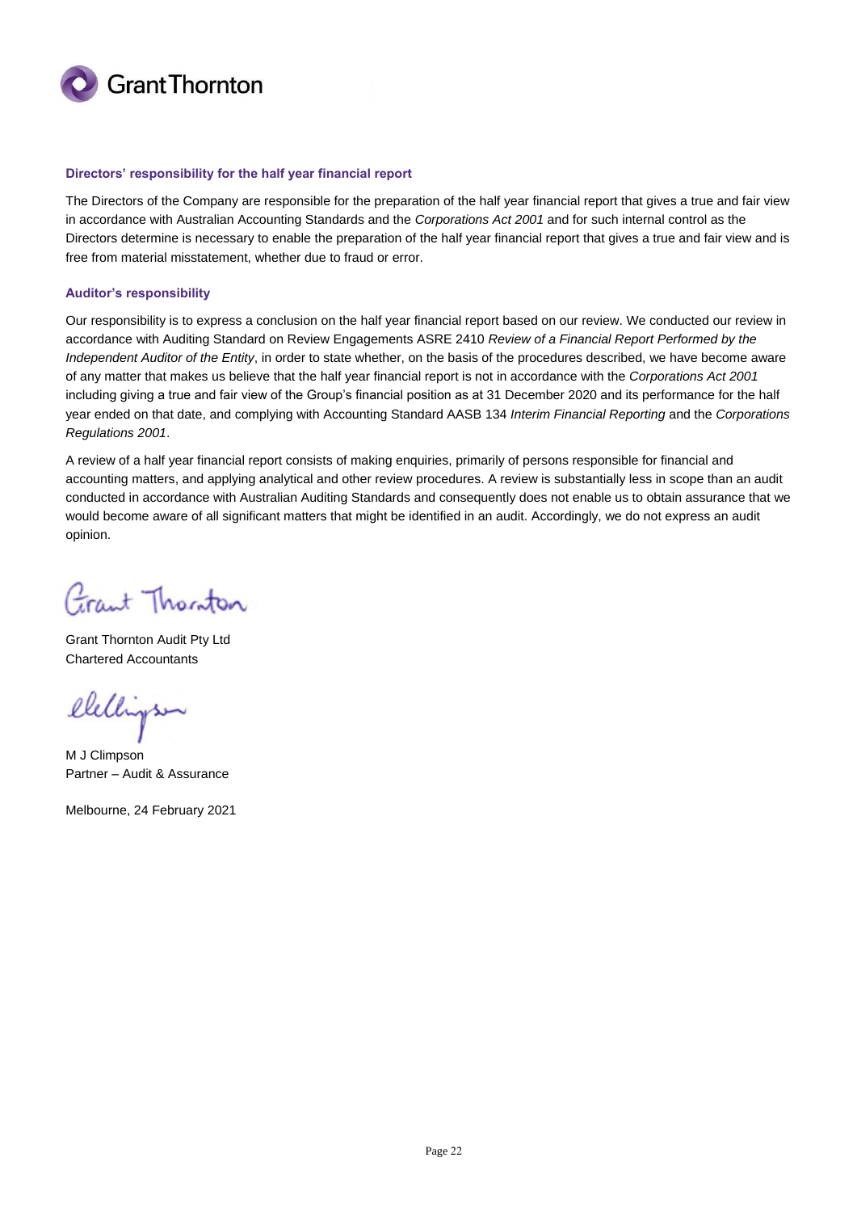## Directors' responsibility for the half year financial report

The Directors of the Company are responsible for the preparation of the half year financial report that gives a true and fair view in accordance with Australian Accounting Standards and the *Corporations Act 2001* and for such internal control as the Directors determine is necessary to enable the preparation of the half year financial report that gives a true and fair view and is free from material misstatement, whether due to fraud or error.

## Auditor's responsibility

Our responsibility is to express a conclusion on the half year financial report based on our review. We conducted our review in accordance with Auditing Standard on Review Engagements ASRE 2410 *Review of a Financial Report Performed by the Independent Auditor of the Entity*, in order to state whether, on the basis of the procedures described, we have become aware of any matter that makes us believe that the half year financial report is not in accordance with the *Corporations Act 2001* including giving a true and fair view of the Group's financial position as at 31 December 2020 and its performance for the half year ended on that date, and complying with Accounting Standard AASB 134 *Interim Financial Reporting* and the *Corporations Regulations 2001*.

A review of a half year financial report consists of making enquiries, primarily of persons responsible for financial and accounting matters, and applying analytical and other review procedures. A review is substantially less in scope than an audit conducted in accordance with Australian Auditing Standards and consequently does not enable us to obtain assurance that we would become aware of all significant matters that might be identified in an audit. Accordingly, we do not express an audit opinion.

Grant Thornton Audit Pty Ltd
Chartered Accountants

M J Climpson
Partner – Audit & Assurance

Melbourne, 24 February 2021